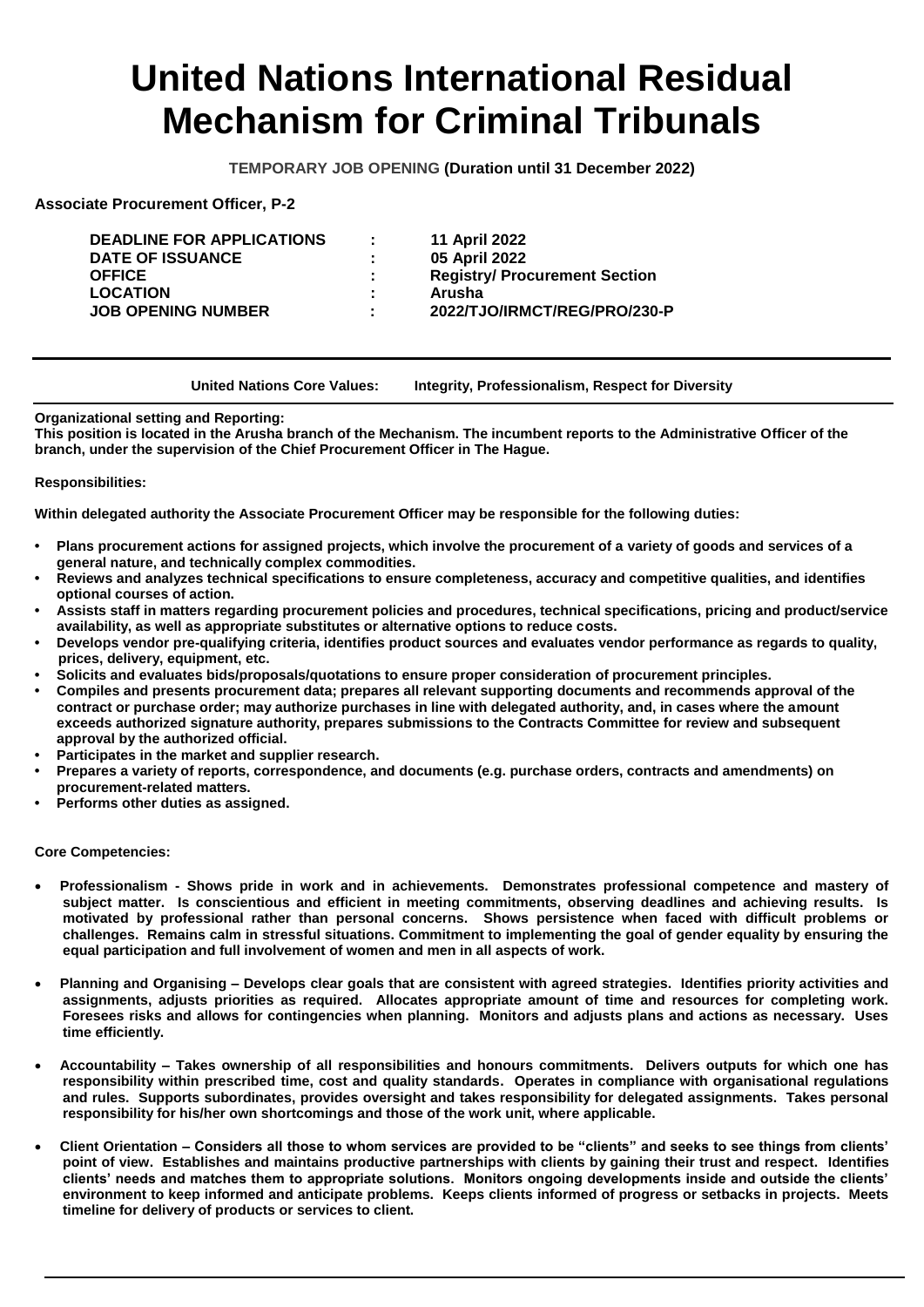# United Nations International Residual Mechanism for Criminal Tribunals

**TEMPORARY JOB OPENING (Duration until 31 December 2022)**

**Associate Procurement Officer, P-2**

| | | |
|---|---|---|
| **DEADLINE FOR APPLICATIONS** | **:** | **11 April 2022** |
| **DATE OF ISSUANCE** | **:** | **05 April 2022** |
| **OFFICE** | **:** | **Registry/ Procurement Section** |
| **LOCATION** | **:** | **Arusha** |
| **JOB OPENING NUMBER** | **:** | **2022/TJO/IRMCT/REG/PRO/230-P** |

**United Nations Core Values: Integrity, Professionalism, Respect for Diversity**

**Organizational setting and Reporting:**

**This position is located in the Arusha branch of the Mechanism. The incumbent reports to the Administrative Officer of the branch, under the supervision of the Chief Procurement Officer in The Hague.**

**Responsibilities:**

**Within delegated authority the Associate Procurement Officer may be responsible for the following duties:**

- **Plans procurement actions for assigned projects, which involve the procurement of a variety of goods and services of a general nature, and technically complex commodities.**
- **Reviews and analyzes technical specifications to ensure completeness, accuracy and competitive qualities, and identifies optional courses of action.**
- **Assists staff in matters regarding procurement policies and procedures, technical specifications, pricing and product/service availability, as well as appropriate substitutes or alternative options to reduce costs.**
- **Develops vendor pre-qualifying criteria, identifies product sources and evaluates vendor performance as regards to quality, prices, delivery, equipment, etc.**
- **Solicits and evaluates bids/proposals/quotations to ensure proper consideration of procurement principles.**
- **Compiles and presents procurement data; prepares all relevant supporting documents and recommends approval of the contract or purchase order; may authorize purchases in line with delegated authority, and, in cases where the amount exceeds authorized signature authority, prepares submissions to the Contracts Committee for review and subsequent approval by the authorized official.**
- **Participates in the market and supplier research.**
- **Prepares a variety of reports, correspondence, and documents (e.g. purchase orders, contracts and amendments) on procurement-related matters.**
- **Performs other duties as assigned.**

**Core Competencies:**

- **Professionalism - Shows pride in work and in achievements. Demonstrates professional competence and mastery of subject matter. Is conscientious and efficient in meeting commitments, observing deadlines and achieving results. Is motivated by professional rather than personal concerns. Shows persistence when faced with difficult problems or challenges. Remains calm in stressful situations. Commitment to implementing the goal of gender equality by ensuring the equal participation and full involvement of women and men in all aspects of work.**

- **Planning and Organising – Develops clear goals that are consistent with agreed strategies. Identifies priority activities and assignments, adjusts priorities as required. Allocates appropriate amount of time and resources for completing work. Foresees risks and allows for contingencies when planning. Monitors and adjusts plans and actions as necessary. Uses time efficiently.**

- **Accountability – Takes ownership of all responsibilities and honours commitments. Delivers outputs for which one has responsibility within prescribed time, cost and quality standards. Operates in compliance with organisational regulations and rules. Supports subordinates, provides oversight and takes responsibility for delegated assignments. Takes personal responsibility for his/her own shortcomings and those of the work unit, where applicable.**

- **Client Orientation – Considers all those to whom services are provided to be "clients" and seeks to see things from clients' point of view. Establishes and maintains productive partnerships with clients by gaining their trust and respect. Identifies clients' needs and matches them to appropriate solutions. Monitors ongoing developments inside and outside the clients' environment to keep informed and anticipate problems. Keeps clients informed of progress or setbacks in projects. Meets timeline for delivery of products or services to client.**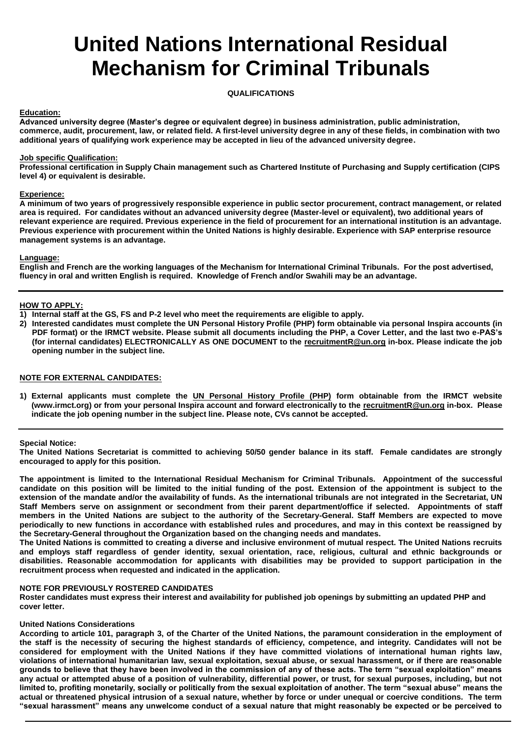# United Nations International Residual Mechanism for Criminal Tribunals

**QUALIFICATIONS**

**Education:**

**Advanced university degree (Master's degree or equivalent degree) in business administration, public administration, commerce, audit, procurement, law, or related field. A first-level university degree in any of these fields, in combination with two additional years of qualifying work experience may be accepted in lieu of the advanced university degree.**

**Job specific Qualification:**

**Professional certification in Supply Chain management such as Chartered Institute of Purchasing and Supply certification (CIPS level 4) or equivalent is desirable.**

**Experience:**

**A minimum of two years of progressively responsible experience in public sector procurement, contract management, or related area is required. For candidates without an advanced university degree (Master-level or equivalent), two additional years of relevant experience are required. Previous experience in the field of procurement for an international institution is an advantage. Previous experience with procurement within the United Nations is highly desirable. Experience with SAP enterprise resource management systems is an advantage.**

**Language:**

**English and French are the working languages of the Mechanism for International Criminal Tribunals. For the post advertised, fluency in oral and written English is required. Knowledge of French and/or Swahili may be an advantage.**

---

**HOW TO APPLY:**

1) **Internal staff at the GS, FS and P-2 level who meet the requirements are eligible to apply.**
2) **Interested candidates must complete the UN Personal History Profile (PHP) form obtainable via personal Inspira accounts (in PDF format) or the IRMCT website. Please submit all documents including the PHP, a Cover Letter, and the last two e-PAS's (for internal candidates) ELECTRONICALLY AS ONE DOCUMENT to the recruitmentR@un.org in-box. Please indicate the job opening number in the subject line.**

**NOTE FOR EXTERNAL CANDIDATES:**

1) **External applicants must complete the UN Personal History Profile (PHP) form obtainable from the IRMCT website (www.irmct.org) or from your personal Inspira account and forward electronically to the recruitmentR@un.org in-box. Please indicate the job opening number in the subject line. Please note, CVs cannot be accepted.**

---

**Special Notice:**

**The United Nations Secretariat is committed to achieving 50/50 gender balance in its staff. Female candidates are strongly encouraged to apply for this position.**

**The appointment is limited to the International Residual Mechanism for Criminal Tribunals. Appointment of the successful candidate on this position will be limited to the initial funding of the post. Extension of the appointment is subject to the extension of the mandate and/or the availability of funds. As the international tribunals are not integrated in the Secretariat, UN Staff Members serve on assignment or secondment from their parent department/office if selected. Appointments of staff members in the United Nations are subject to the authority of the Secretary-General. Staff Members are expected to move periodically to new functions in accordance with established rules and procedures, and may in this context be reassigned by the Secretary-General throughout the Organization based on the changing needs and mandates.**

**The United Nations is committed to creating a diverse and inclusive environment of mutual respect. The United Nations recruits and employs staff regardless of gender identity, sexual orientation, race, religious, cultural and ethnic backgrounds or disabilities. Reasonable accommodation for applicants with disabilities may be provided to support participation in the recruitment process when requested and indicated in the application.**

**NOTE FOR PREVIOUSLY ROSTERED CANDIDATES**

**Roster candidates must express their interest and availability for published job openings by submitting an updated PHP and cover letter.**

**United Nations Considerations**

**According to article 101, paragraph 3, of the Charter of the United Nations, the paramount consideration in the employment of the staff is the necessity of securing the highest standards of efficiency, competence, and integrity. Candidates will not be considered for employment with the United Nations if they have committed violations of international human rights law, violations of international humanitarian law, sexual exploitation, sexual abuse, or sexual harassment, or if there are reasonable grounds to believe that they have been involved in the commission of any of these acts. The term "sexual exploitation" means any actual or attempted abuse of a position of vulnerability, differential power, or trust, for sexual purposes, including, but not limited to, profiting monetarily, socially or politically from the sexual exploitation of another. The term "sexual abuse" means the actual or threatened physical intrusion of a sexual nature, whether by force or under unequal or coercive conditions. The term "sexual harassment" means any unwelcome conduct of a sexual nature that might reasonably be expected or be perceived to**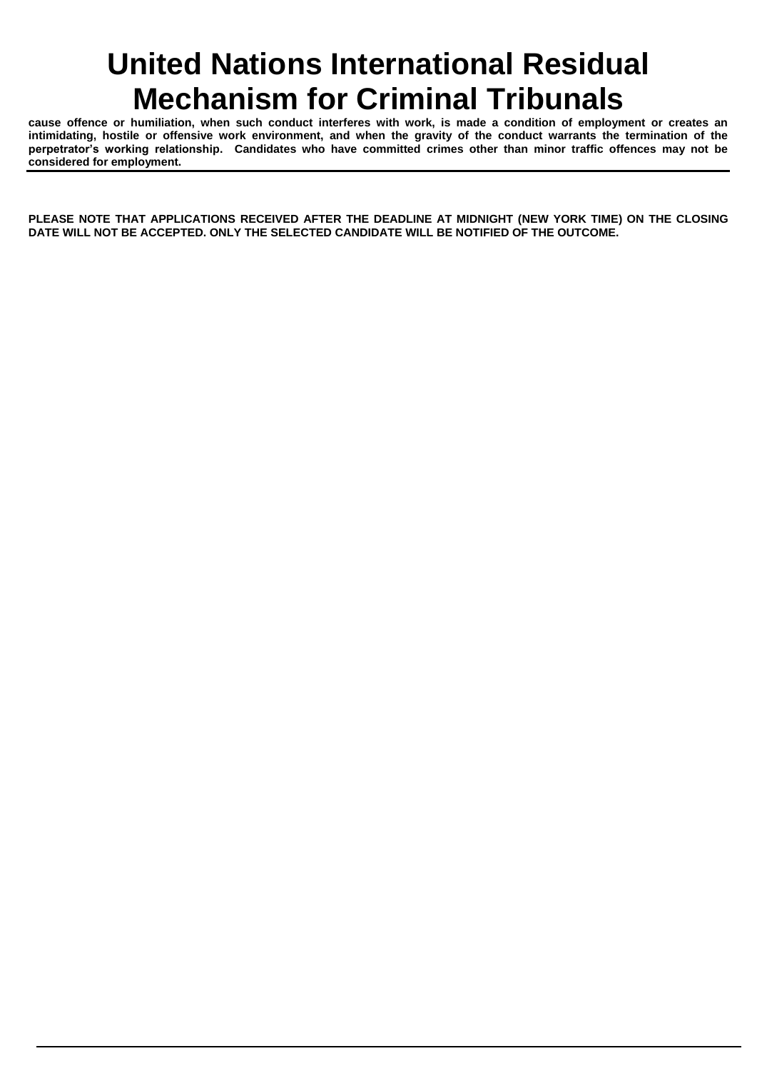cause offence or humiliation, when such conduct interferes with work, is made a condition of employment or creates an intimidating, hostile or offensive work environment, and when the gravity of the conduct warrants the termination of the perpetrator's working relationship. Candidates who have committed crimes other than minor traffic offences may not be considered for employment.**

**PLEASE NOTE THAT APPLICATIONS RECEIVED AFTER THE DEADLINE AT MIDNIGHT (NEW YORK TIME) ON THE CLOSING DATE WILL NOT BE ACCEPTED. ONLY THE SELECTED CANDIDATE WILL BE NOTIFIED OF THE OUTCOME.**